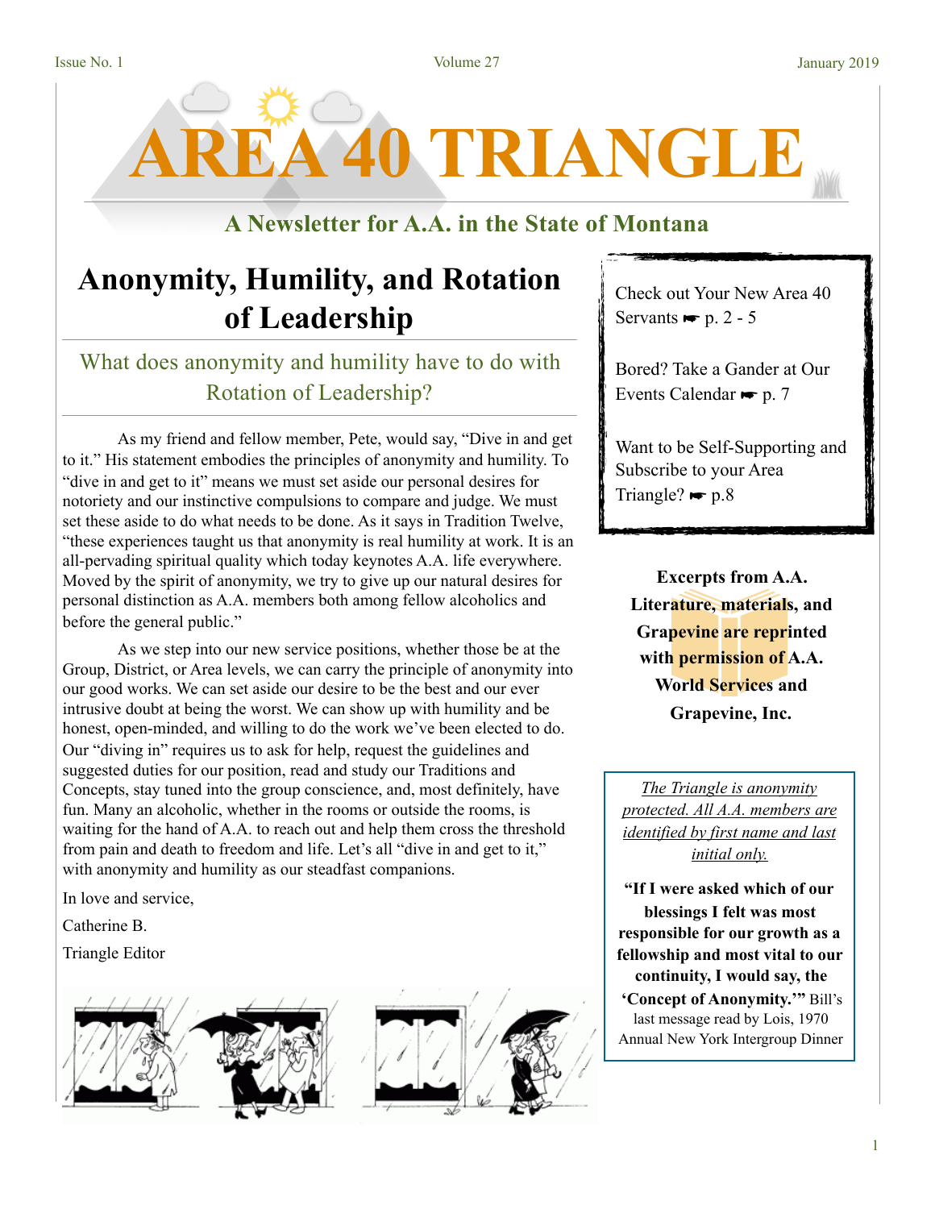# AREA 40 TRIANGLE

## A Newsletter for A.A. in the State of Montana

## Anonymity, Humility, and Rotation of Leadership

### What does anonymity and humility have to do with Rotation of Leadership?

As my friend and fellow member, Pete, would say, "Dive in and get to it." His statement embodies the principles of anonymity and humility. To "dive in and get to it" means we must set aside our personal desires for notoriety and our instinctive compulsions to compare and judge. We must set these aside to do what needs to be done. As it says in Tradition Twelve, "these experiences taught us that anonymity is real humility at work. It is an all-pervading spiritual quality which today keynotes A.A. life everywhere. Moved by the spirit of anonymity, we try to give up our natural desires for personal distinction as A.A. members both among fellow alcoholics and before the general public."

As we step into our new service positions, whether those be at the Group, District, or Area levels, we can carry the principle of anonymity into our good works. We can set aside our desire to be the best and our ever intrusive doubt at being the worst. We can show up with humility and be honest, open-minded, and willing to do the work we've been elected to do. Our "diving in" requires us to ask for help, request the guidelines and suggested duties for our position, read and study our Traditions and Concepts, stay tuned into the group conscience, and, most definitely, have fun. Many an alcoholic, whether in the rooms or outside the rooms, is waiting for the hand of A.A. to reach out and help them cross the threshold from pain and death to freedom and life. Let's all "dive in and get to it," with anonymity and humility as our steadfast companions.

In love and service,

Catherine B.

Triangle Editor

---

Check out Your New Area 40 Servants ☛ p. 2 - 5

Bored? Take a Gander at Our Events Calendar ☛ p. 7

Want to be Self-Supporting and Subscribe to your Area Triangle? ☛ p.8

---

**Excerpts from A.A. Literature, materials, and Grapevine are reprinted with permission of A.A. World Services and Grapevine, Inc.**

---

*The Triangle is anonymity protected. All A.A. members are identified by first name and last initial only.*

**"If I were asked which of our blessings I felt was most responsible for our growth as a fellowship and most vital to our continuity, I would say, the 'Concept of Anonymity.'"** Bill's last message read by Lois, 1970 Annual New York Intergroup Dinner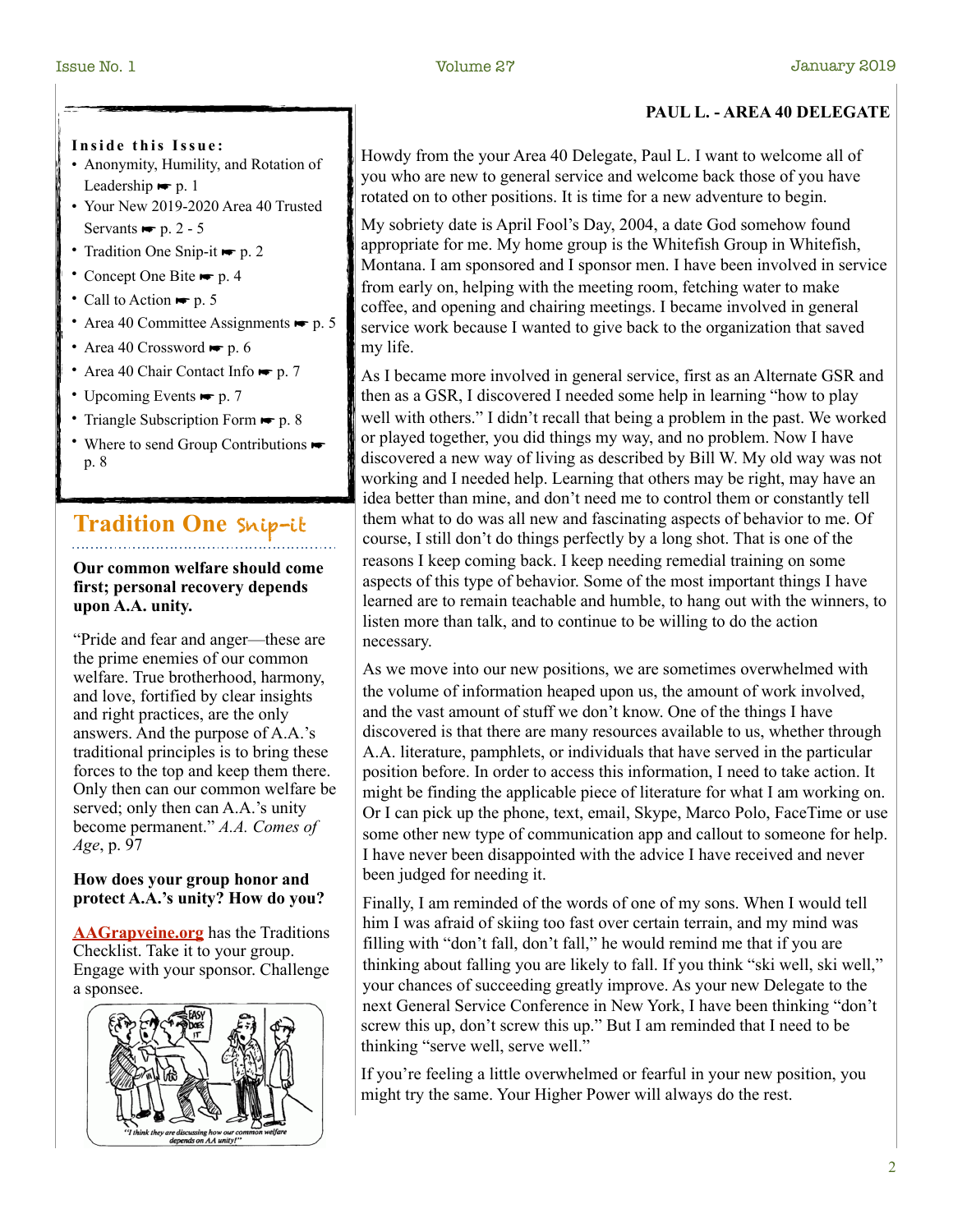**Inside this Issue:**

- Anonymity, Humility, and Rotation of Leadership ☛ p. 1
- Your New 2019-2020 Area 40 Trusted Servants ☛ p. 2 - 5
- Tradition One Snip-it ☛ p. 2
- Concept One Bite ☛ p. 4
- Call to Action ☛ p. 5
- Area 40 Committee Assignments ☛ p. 5
- Area 40 Crossword ☛ p. 6
- Area 40 Chair Contact Info ☛ p. 7
- Upcoming Events ☛ p. 7
- Triangle Subscription Form ☛ p. 8
- Where to send Group Contributions ☛ p. 8

## Tradition One Snip-it

**Our common welfare should come first; personal recovery depends upon A.A. unity.**

"Pride and fear and anger—these are the prime enemies of our common welfare. True brotherhood, harmony, and love, fortified by clear insights and right practices, are the only answers. And the purpose of A.A.'s traditional principles is to bring these forces to the top and keep them there. Only then can our common welfare be served; only then can A.A.'s unity become permanent." *A.A. Comes of Age*, p. 97

**How does your group honor and protect A.A.'s unity? How do you?**

AAGrapveine.org has the Traditions Checklist. Take it to your group. Engage with your sponsor. Challenge a sponsee.

"I think they are discussing how our common welfare depends on AA unity!"

## PAUL L. - AREA 40 DELEGATE

Howdy from the your Area 40 Delegate, Paul L. I want to welcome all of you who are new to general service and welcome back those of you have rotated on to other positions. It is time for a new adventure to begin.

My sobriety date is April Fool's Day, 2004, a date God somehow found appropriate for me. My home group is the Whitefish Group in Whitefish, Montana. I am sponsored and I sponsor men. I have been involved in service from early on, helping with the meeting room, fetching water to make coffee, and opening and chairing meetings. I became involved in general service work because I wanted to give back to the organization that saved my life.

As I became more involved in general service, first as an Alternate GSR and then as a GSR, I discovered I needed some help in learning "how to play well with others." I didn't recall that being a problem in the past. We worked or played together, you did things my way, and no problem. Now I have discovered a new way of living as described by Bill W. My old way was not working and I needed help. Learning that others may be right, may have an idea better than mine, and don't need me to control them or constantly tell them what to do was all new and fascinating aspects of behavior to me. Of course, I still don't do things perfectly by a long shot. That is one of the reasons I keep coming back. I keep needing remedial training on some aspects of this type of behavior. Some of the most important things I have learned are to remain teachable and humble, to hang out with the winners, to listen more than talk, and to continue to be willing to do the action necessary.

As we move into our new positions, we are sometimes overwhelmed with the volume of information heaped upon us, the amount of work involved, and the vast amount of stuff we don't know. One of the things I have discovered is that there are many resources available to us, whether through A.A. literature, pamphlets, or individuals that have served in the particular position before. In order to access this information, I need to take action. It might be finding the applicable piece of literature for what I am working on. Or I can pick up the phone, text, email, Skype, Marco Polo, FaceTime or use some other new type of communication app and callout to someone for help. I have never been disappointed with the advice I have received and never been judged for needing it.

Finally, I am reminded of the words of one of my sons. When I would tell him I was afraid of skiing too fast over certain terrain, and my mind was filling with "don't fall, don't fall," he would remind me that if you are thinking about falling you are likely to fall. If you think "ski well, ski well," your chances of succeeding greatly improve. As your new Delegate to the next General Service Conference in New York, I have been thinking "don't screw this up, don't screw this up." But I am reminded that I need to be thinking "serve well, serve well."

If you're feeling a little overwhelmed or fearful in your new position, you might try the same. Your Higher Power will always do the rest.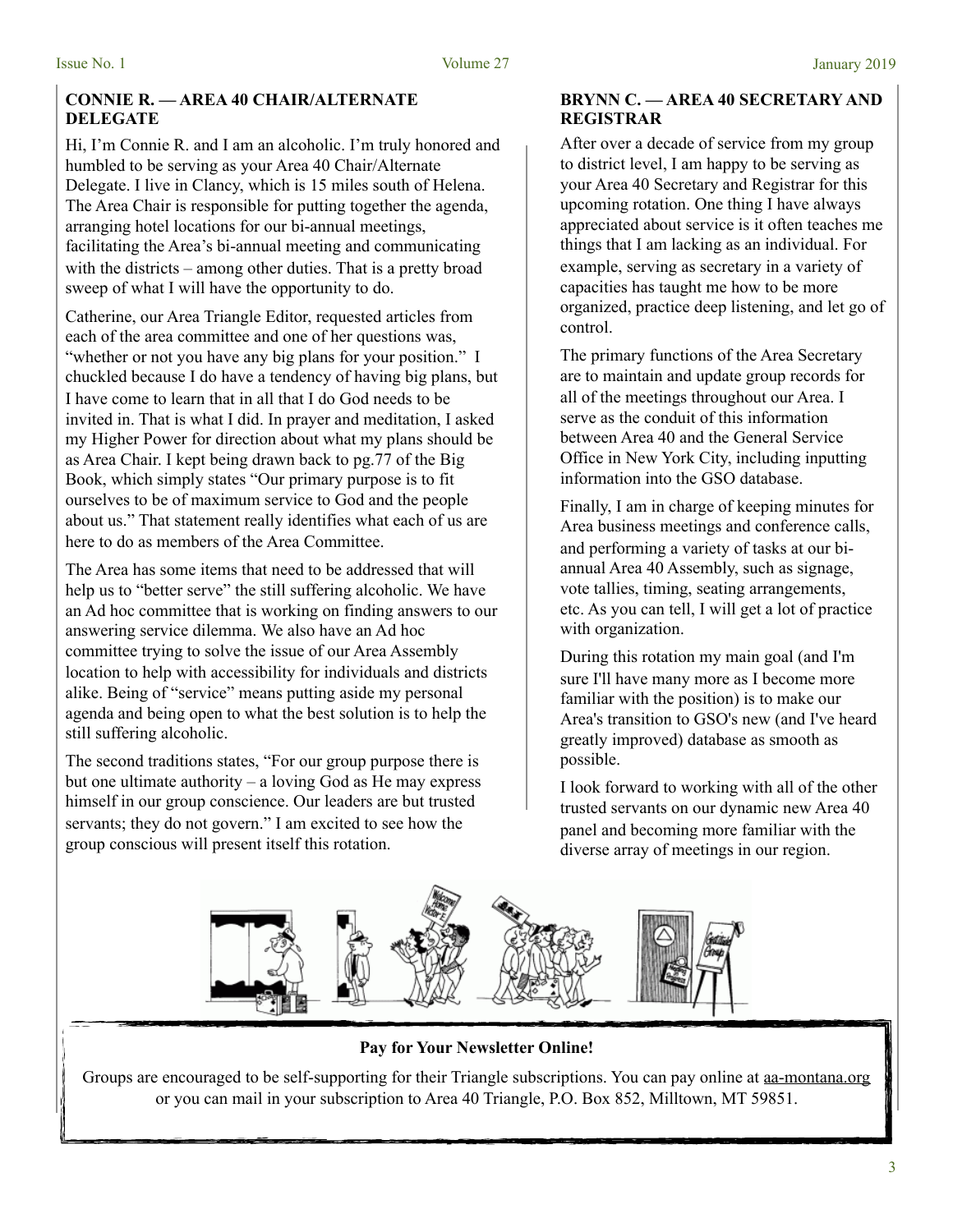### CONNIE R. — AREA 40 CHAIR/ALTERNATE DELEGATE

Hi, I'm Connie R. and I am an alcoholic. I'm truly honored and humbled to be serving as your Area 40 Chair/Alternate Delegate. I live in Clancy, which is 15 miles south of Helena. The Area Chair is responsible for putting together the agenda, arranging hotel locations for our bi-annual meetings, facilitating the Area's bi-annual meeting and communicating with the districts – among other duties. That is a pretty broad sweep of what I will have the opportunity to do.

Catherine, our Area Triangle Editor, requested articles from each of the area committee and one of her questions was, "whether or not you have any big plans for your position." I chuckled because I do have a tendency of having big plans, but I have come to learn that in all that I do God needs to be invited in. That is what I did. In prayer and meditation, I asked my Higher Power for direction about what my plans should be as Area Chair. I kept being drawn back to pg.77 of the Big Book, which simply states "Our primary purpose is to fit ourselves to be of maximum service to God and the people about us." That statement really identifies what each of us are here to do as members of the Area Committee.

The Area has some items that need to be addressed that will help us to "better serve" the still suffering alcoholic. We have an Ad hoc committee that is working on finding answers to our answering service dilemma. We also have an Ad hoc committee trying to solve the issue of our Area Assembly location to help with accessibility for individuals and districts alike. Being of "service" means putting aside my personal agenda and being open to what the best solution is to help the still suffering alcoholic.

The second traditions states, "For our group purpose there is but one ultimate authority – a loving God as He may express himself in our group conscience. Our leaders are but trusted servants; they do not govern." I am excited to see how the group conscious will present itself this rotation.

### BRYNN C. — AREA 40 SECRETARY AND REGISTRAR

After over a decade of service from my group to district level, I am happy to be serving as your Area 40 Secretary and Registrar for this upcoming rotation. One thing I have always appreciated about service is it often teaches me things that I am lacking as an individual. For example, serving as secretary in a variety of capacities has taught me how to be more organized, practice deep listening, and let go of control.

The primary functions of the Area Secretary are to maintain and update group records for all of the meetings throughout our Area. I serve as the conduit of this information between Area 40 and the General Service Office in New York City, including inputting information into the GSO database.

Finally, I am in charge of keeping minutes for Area business meetings and conference calls, and performing a variety of tasks at our bi-annual Area 40 Assembly, such as signage, vote tallies, timing, seating arrangements, etc. As you can tell, I will get a lot of practice with organization.

During this rotation my main goal (and I'm sure I'll have many more as I become more familiar with the position) is to make our Area's transition to GSO's new (and I've heard greatly improved) database as smooth as possible.

I look forward to working with all of the other trusted servants on our dynamic new Area 40 panel and becoming more familiar with the diverse array of meetings in our region.

**Pay for Your Newsletter Online!**

Groups are encouraged to be self-supporting for their Triangle subscriptions. You can pay online at aa-montana.org or you can mail in your subscription to Area 40 Triangle, P.O. Box 852, Milltown, MT 59851.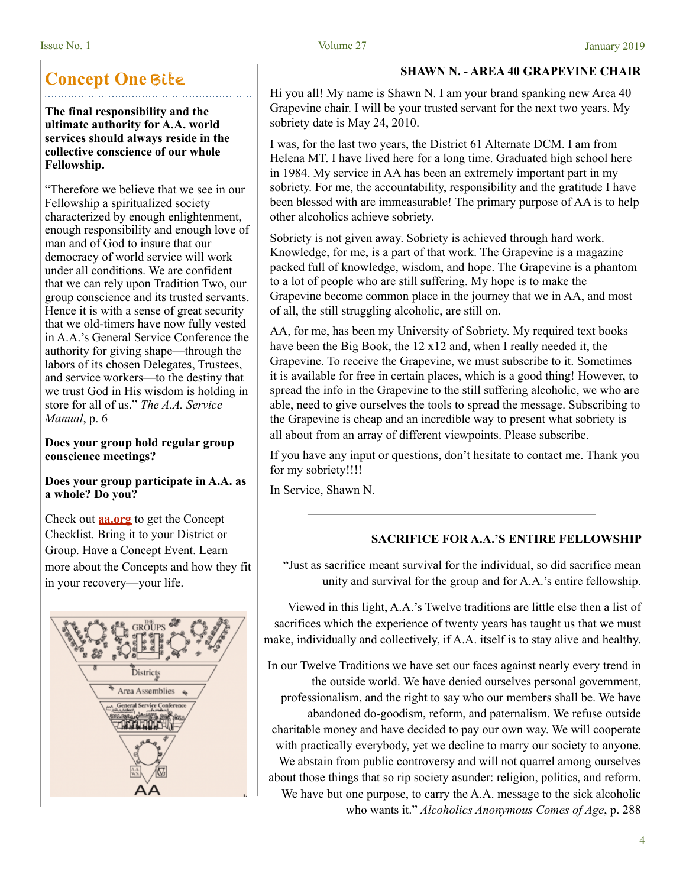## Concept One Bite

**The final responsibility and the ultimate authority for A.A. world services should always reside in the collective conscience of our whole Fellowship.**

"Therefore we believe that we see in our Fellowship a spiritualized society characterized by enough enlightenment, enough responsibility and enough love of man and of God to insure that our democracy of world service will work under all conditions. We are confident that we can rely upon Tradition Two, our group conscience and its trusted servants. Hence it is with a sense of great security that we old-timers have now fully vested in A.A.'s General Service Conference the authority for giving shape—through the labors of its chosen Delegates, Trustees, and service workers—to the destiny that we trust God in His wisdom is holding in store for all of us." *The A.A. Service Manual*, p. 6

**Does your group hold regular group conscience meetings?**

**Does your group participate in A.A. as a whole? Do you?**

Check out **aa.org** to get the Concept Checklist. Bring it to your District or Group. Have a Concept Event. Learn more about the Concepts and how they fit in your recovery—your life.

### SHAWN N. - AREA 40 GRAPEVINE CHAIR

Hi you all! My name is Shawn N. I am your brand spanking new Area 40 Grapevine chair. I will be your trusted servant for the next two years. My sobriety date is May 24, 2010.

I was, for the last two years, the District 61 Alternate DCM. I am from Helena MT. I have lived here for a long time. Graduated high school here in 1984. My service in AA has been an extremely important part in my sobriety. For me, the accountability, responsibility and the gratitude I have been blessed with are immeasurable! The primary purpose of AA is to help other alcoholics achieve sobriety.

Sobriety is not given away. Sobriety is achieved through hard work. Knowledge, for me, is a part of that work. The Grapevine is a magazine packed full of knowledge, wisdom, and hope. The Grapevine is a phantom to a lot of people who are still suffering. My hope is to make the Grapevine become common place in the journey that we in AA, and most of all, the still struggling alcoholic, are still on.

AA, for me, has been my University of Sobriety. My required text books have been the Big Book, the 12 x12 and, when I really needed it, the Grapevine. To receive the Grapevine, we must subscribe to it. Sometimes it is available for free in certain places, which is a good thing! However, to spread the info in the Grapevine to the still suffering alcoholic, we who are able, need to give ourselves the tools to spread the message. Subscribing to the Grapevine is cheap and an incredible way to present what sobriety is all about from an array of different viewpoints. Please subscribe.

If you have any input or questions, don't hesitate to contact me. Thank you for my sobriety!!!!

In Service, Shawn N.

---

### SACRIFICE FOR A.A.'S ENTIRE FELLOWSHIP

"Just as sacrifice meant survival for the individual, so did sacrifice mean unity and survival for the group and for A.A.'s entire fellowship.

Viewed in this light, A.A.'s Twelve traditions are little else then a list of sacrifices which the experience of twenty years has taught us that we must make, individually and collectively, if A.A. itself is to stay alive and healthy.

In our Twelve Traditions we have set our faces against nearly every trend in the outside world. We have denied ourselves personal government, professionalism, and the right to say who our members shall be. We have abandoned do-goodism, reform, and paternalism. We refuse outside charitable money and have decided to pay our own way. We will cooperate with practically everybody, yet we decline to marry our society to anyone. We abstain from public controversy and will not quarrel among ourselves about those things that so rip society asunder: religion, politics, and reform. We have but one purpose, to carry the A.A. message to the sick alcoholic who wants it." *Alcoholics Anonymous Comes of Age*, p. 288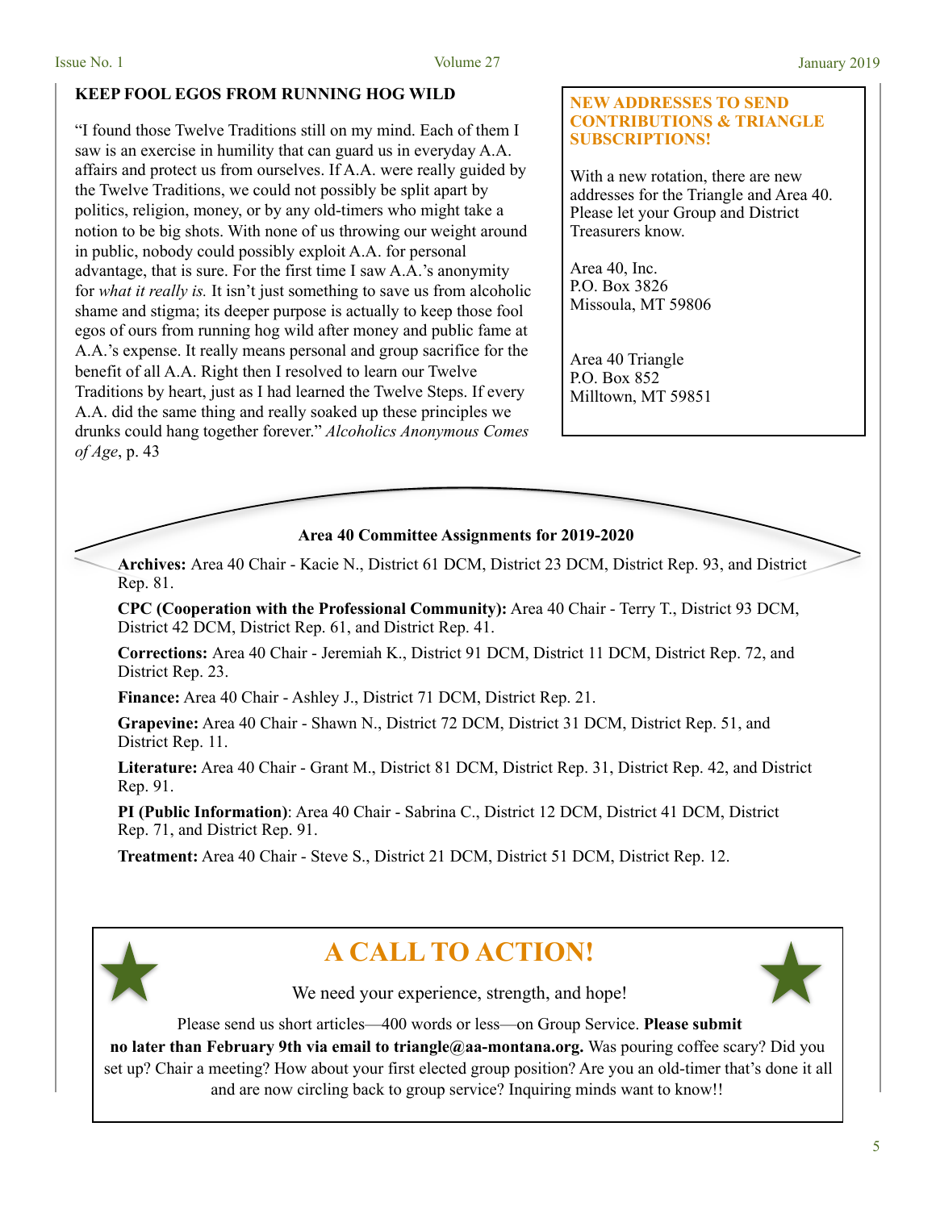## KEEP FOOL EGOS FROM RUNNING HOG WILD

"I found those Twelve Traditions still on my mind. Each of them I saw is an exercise in humility that can guard us in everyday A.A. affairs and protect us from ourselves. If A.A. were really guided by the Twelve Traditions, we could not possibly be split apart by politics, religion, money, or by any old-timers who might take a notion to be big shots. With none of us throwing our weight around in public, nobody could possibly exploit A.A. for personal advantage, that is sure. For the first time I saw A.A.'s anonymity for *what it really is.* It isn't just something to save us from alcoholic shame and stigma; its deeper purpose is actually to keep those fool egos of ours from running hog wild after money and public fame at A.A.'s expense. It really means personal and group sacrifice for the benefit of all A.A. Right then I resolved to learn our Twelve Traditions by heart, just as I had learned the Twelve Steps. If every A.A. did the same thing and really soaked up these principles we drunks could hang together forever." *Alcoholics Anonymous Comes of Age*, p. 43

## NEW ADDRESSES TO SEND CONTRIBUTIONS & TRIANGLE SUBSCRIPTIONS!

With a new rotation, there are new addresses for the Triangle and Area 40. Please let your Group and District Treasurers know.

Area 40, Inc.
P.O. Box 3826
Missoula, MT 59806

Area 40 Triangle
P.O. Box 852
Milltown, MT 59851

## Area 40 Committee Assignments for 2019-2020

**Archives:** Area 40 Chair - Kacie N., District 61 DCM, District 23 DCM, District Rep. 93, and District Rep. 81.

**CPC (Cooperation with the Professional Community):** Area 40 Chair - Terry T., District 93 DCM, District 42 DCM, District Rep. 61, and District Rep. 41.

**Corrections:** Area 40 Chair - Jeremiah K., District 91 DCM, District 11 DCM, District Rep. 72, and District Rep. 23.

**Finance:** Area 40 Chair - Ashley J., District 71 DCM, District Rep. 21.

**Grapevine:** Area 40 Chair - Shawn N., District 72 DCM, District 31 DCM, District Rep. 51, and District Rep. 11.

**Literature:** Area 40 Chair - Grant M., District 81 DCM, District Rep. 31, District Rep. 42, and District Rep. 91.

**PI (Public Information)**: Area 40 Chair - Sabrina C., District 12 DCM, District 41 DCM, District Rep. 71, and District Rep. 91.

**Treatment:** Area 40 Chair - Steve S., District 21 DCM, District 51 DCM, District Rep. 12.

## A CALL TO ACTION!

We need your experience, strength, and hope!

Please send us short articles—400 words or less—on Group Service. **Please submit no later than February 9th via email to triangle@aa-montana.org.** Was pouring coffee scary? Did you set up? Chair a meeting? How about your first elected group position? Are you an old-timer that's done it all and are now circling back to group service? Inquiring minds want to know!!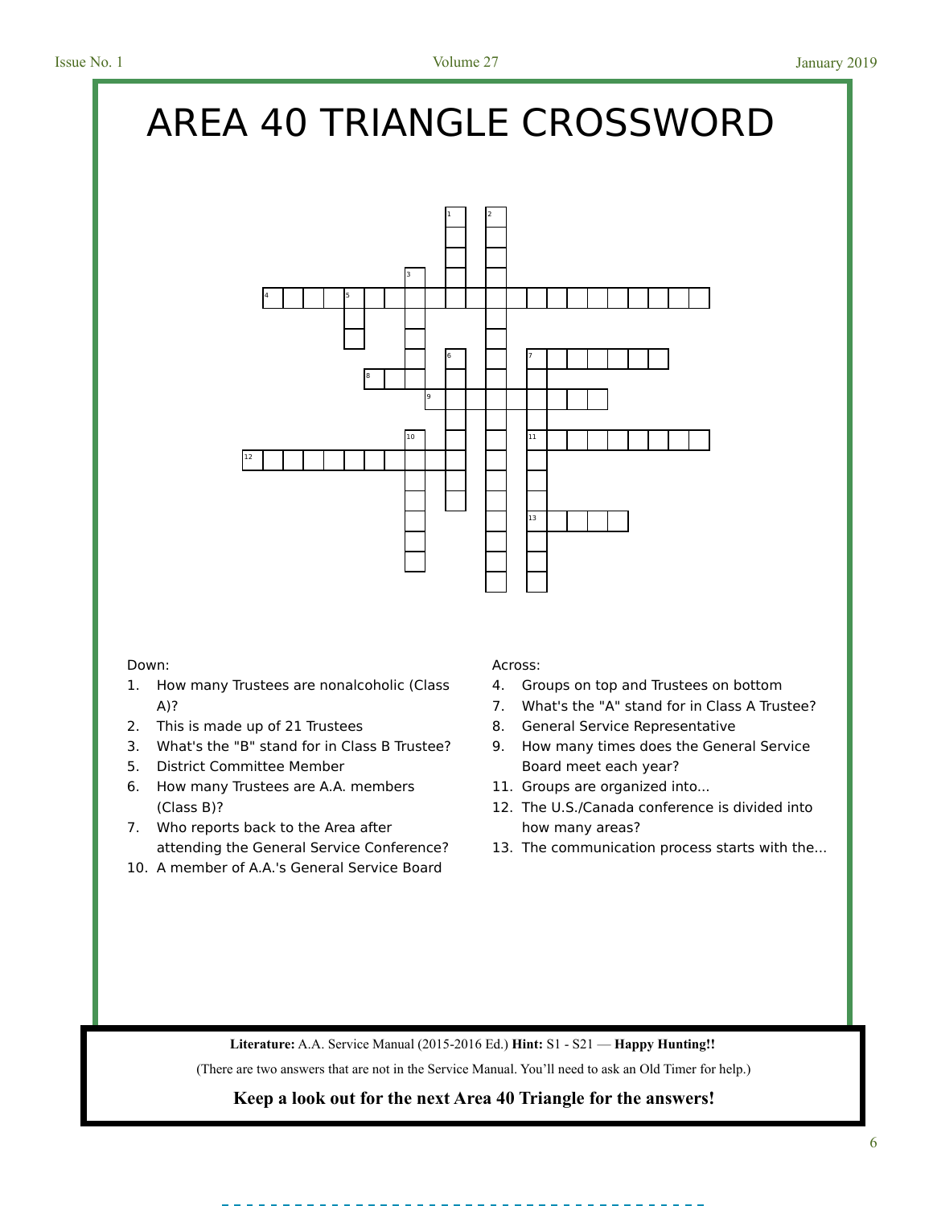# AREA 40 TRIANGLE CROSSWORD

Down:

1. How many Trustees are nonalcoholic (Class A)?
2. This is made up of 21 Trustees
3. What's the "B" stand for in Class B Trustee?
5. District Committee Member
6. How many Trustees are A.A. members (Class B)?
7. Who reports back to the Area after attending the General Service Conference?
10. A member of A.A.'s General Service Board

Across:

4. Groups on top and Trustees on bottom
7. What's the "A" stand for in Class A Trustee?
8. General Service Representative
9. How many times does the General Service Board meet each year?
11. Groups are organized into...
12. The U.S./Canada conference is divided into how many areas?
13. The communication process starts with the...

**Literature:** A.A. Service Manual (2015-2016 Ed.) **Hint:** S1 - S21 — **Happy Hunting!!**

(There are two answers that are not in the Service Manual. You'll need to ask an Old Timer for help.)

**Keep a look out for the next Area 40 Triangle for the answers!**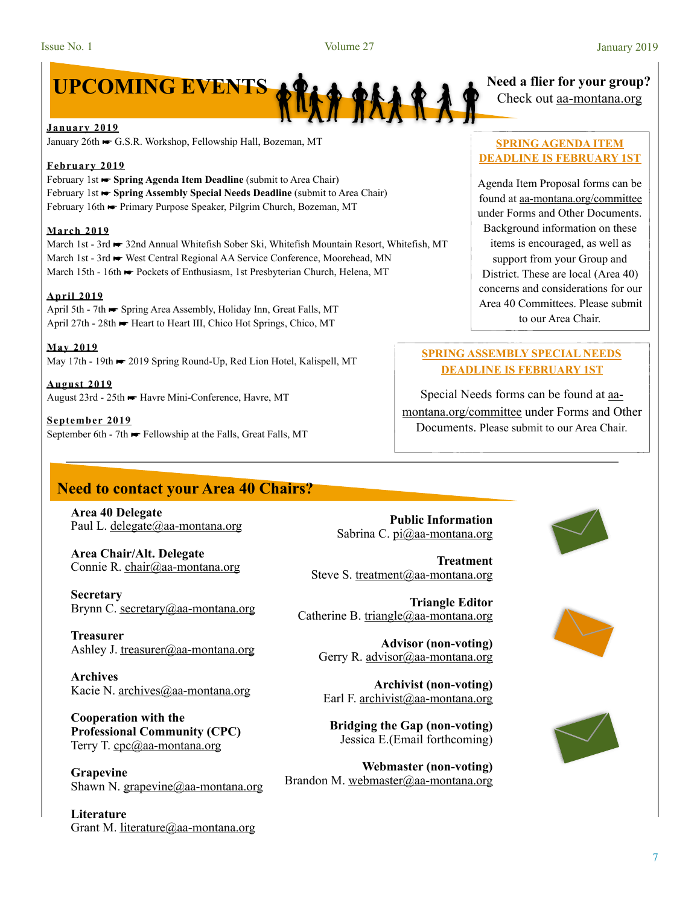# UPCOMING EVENTS

**Need a flier for your group?**
Check out aa-montana.org

### January 2019

January 26th ☛ G.S.R. Workshop, Fellowship Hall, Bozeman, MT

### February 2019

February 1st ☛ **Spring Agenda Item Deadline** (submit to Area Chair)
February 1st ☛ **Spring Assembly Special Needs Deadline** (submit to Area Chair)
February 16th ☛ Primary Purpose Speaker, Pilgrim Church, Bozeman, MT

### March 2019

March 1st - 3rd ☛ 32nd Annual Whitefish Sober Ski, Whitefish Mountain Resort, Whitefish, MT
March 1st - 3rd ☛ West Central Regional AA Service Conference, Moorehead, MN
March 15th - 16th ☛ Pockets of Enthusiasm, 1st Presbyterian Church, Helena, MT

### April 2019

April 5th - 7th ☛ Spring Area Assembly, Holiday Inn, Great Falls, MT
April 27th - 28th ☛ Heart to Heart III, Chico Hot Springs, Chico, MT

### May 2019

May 17th - 19th ☛ 2019 Spring Round-Up, Red Lion Hotel, Kalispell, MT

### August 2019

August 23rd - 25th ☛ Havre Mini-Conference, Havre, MT

### September 2019

September 6th - 7th ☛ Fellowship at the Falls, Great Falls, MT

### SPRING AGENDA ITEM DEADLINE IS FEBRUARY 1ST

Agenda Item Proposal forms can be found at aa-montana.org/committee under Forms and Other Documents. Background information on these items is encouraged, as well as support from your Group and District. These are local (Area 40) concerns and considerations for our Area 40 Committees. Please submit to our Area Chair.

### SPRING ASSEMBLY SPECIAL NEEDS DEADLINE IS FEBRUARY 1ST

Special Needs forms can be found at aa-montana.org/committee under Forms and Other Documents. Please submit to our Area Chair.

## Need to contact your Area 40 Chairs?

**Area 40 Delegate**
Paul L. delegate@aa-montana.org

**Area Chair/Alt. Delegate**
Connie R. chair@aa-montana.org

**Secretary**
Brynn C. secretary@aa-montana.org

**Treasurer**
Ashley J. treasurer@aa-montana.org

**Archives**
Kacie N. archives@aa-montana.org

**Cooperation with the Professional Community (CPC)**
Terry T. cpc@aa-montana.org

**Grapevine**
Shawn N. grapevine@aa-montana.org

**Literature**
Grant M. literature@aa-montana.org

**Public Information**
Sabrina C. pi@aa-montana.org

**Treatment**
Steve S. treatment@aa-montana.org

**Triangle Editor**
Catherine B. triangle@aa-montana.org

**Advisor (non-voting)**
Gerry R. advisor@aa-montana.org

**Archivist (non-voting)**
Earl F. archivist@aa-montana.org

**Bridging the Gap (non-voting)**
Jessica E.(Email forthcoming)

**Webmaster (non-voting)**
Brandon M. webmaster@aa-montana.org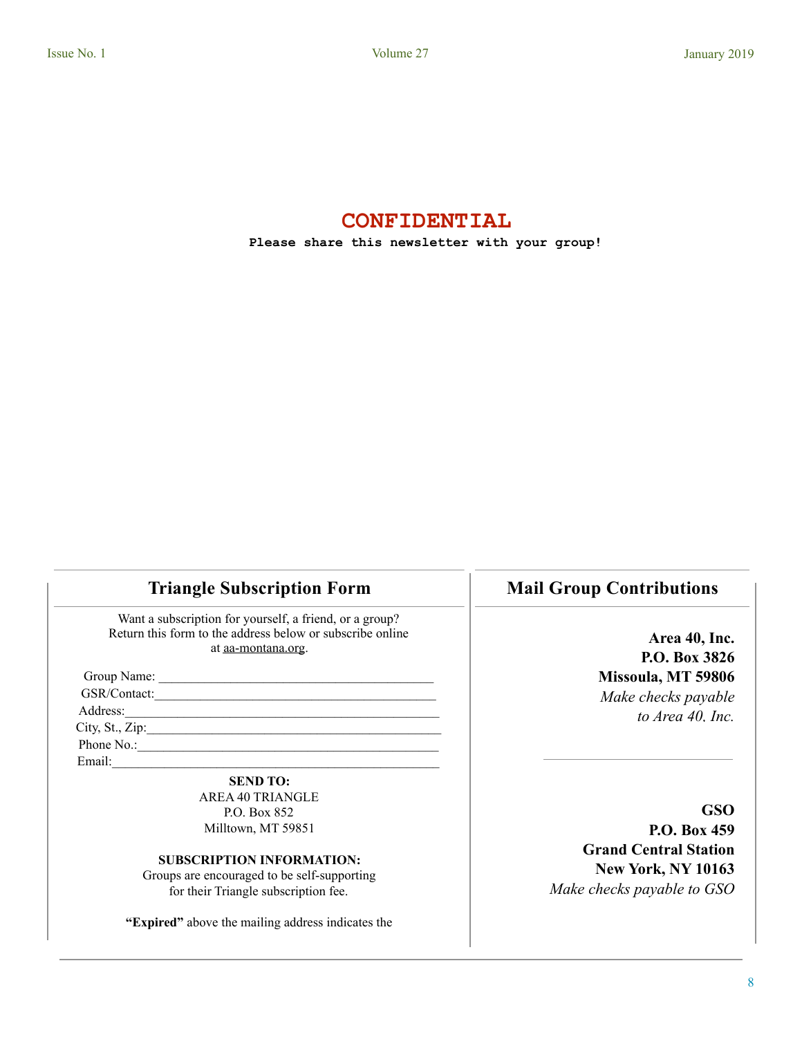# CONFIDENTIAL

**Please share this newsletter with your group!**

## Triangle Subscription Form

Want a subscription for yourself, a friend, or a group? Return this form to the address below or subscribe online at aa-montana.org.

Group Name: ________________________________________

GSR/Contact:________________________________________

Address:____________________________________________

City, St., Zip:_______________________________________

Phone No.:__________________________________________

Email:______________________________________________

**SEND TO:**
AREA 40 TRIANGLE
P.O. Box 852
Milltown, MT 59851

**SUBSCRIPTION INFORMATION:**
Groups are encouraged to be self-supporting for their Triangle subscription fee.

**"Expired"** above the mailing address indicates the

## Mail Group Contributions

**Area 40, Inc.**
**P.O. Box 3826**
**Missoula, MT 59806**
*Make checks payable to Area 40, Inc.*

**GSO**
**P.O. Box 459**
**Grand Central Station**
**New York, NY 10163**
*Make checks payable to GSO*